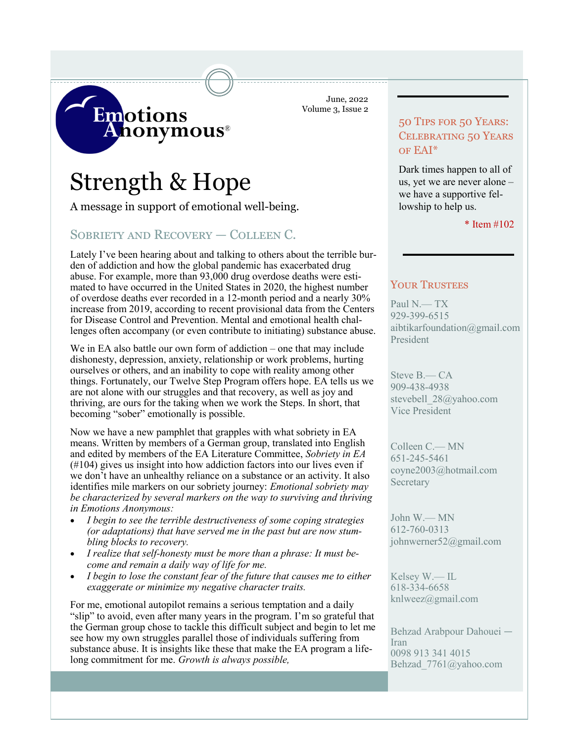Emotions Anonymous®

June, 2022
Volume 3, Issue 2

# Strength & Hope

A message in support of emotional well-being.

## Sobriety and Recovery — Colleen C.

Lately I've been hearing about and talking to others about the terrible burden of addiction and how the global pandemic has exacerbated drug abuse. For example, more than 93,000 drug overdose deaths were estimated to have occurred in the United States in 2020, the highest number of overdose deaths ever recorded in a 12-month period and a nearly 30% increase from 2019, according to recent provisional data from the Centers for Disease Control and Prevention. Mental and emotional health challenges often accompany (or even contribute to initiating) substance abuse.

We in EA also battle our own form of addiction – one that may include dishonesty, depression, anxiety, relationship or work problems, hurting ourselves or others, and an inability to cope with reality among other things. Fortunately, our Twelve Step Program offers hope. EA tells us we are not alone with our struggles and that recovery, as well as joy and thriving, are ours for the taking when we work the Steps. In short, that becoming "sober" emotionally is possible.

Now we have a new pamphlet that grapples with what sobriety in EA means. Written by members of a German group, translated into English and edited by members of the EA Literature Committee, *Sobriety in EA* (#104) gives us insight into how addiction factors into our lives even if we don't have an unhealthy reliance on a substance or an activity. It also identifies mile markers on our sobriety journey: *Emotional sobriety may be characterized by several markers on the way to surviving and thriving in Emotions Anonymous:*

- *I begin to see the terrible destructiveness of some coping strategies (or adaptations) that have served me in the past but are now stumbling blocks to recovery.*
- *I realize that self-honesty must be more than a phrase: It must become and remain a daily way of life for me.*
- *I begin to lose the constant fear of the future that causes me to either exaggerate or minimize my negative character traits.*

For me, emotional autopilot remains a serious temptation and a daily "slip" to avoid, even after many years in the program. I'm so grateful that the German group chose to tackle this difficult subject and begin to let me see how my own struggles parallel those of individuals suffering from substance abuse. It is insights like these that make the EA program a lifelong commitment for me. *Growth is always possible,*

## 50 Tips for 50 Years: Celebrating 50 Years of EAI*

Dark times happen to all of us, yet we are never alone – we have a supportive fellowship to help us.

\* Item #102

## Your Trustees

Paul N.— TX
929-399-6515
aibtikarfoundation@gmail.com
President

Steve B.— CA
909-438-4938
stevebell_28@yahoo.com
Vice President

Colleen C.— MN
651-245-5461
coyne2003@hotmail.com
Secretary

John W.— MN
612-760-0313
johnwerner52@gmail.com

Kelsey W.— IL
618-334-6658
knlweez@gmail.com

Behzad Arabpour Dahouei — Iran
0098 913 341 4015
Behzad_7761@yahoo.com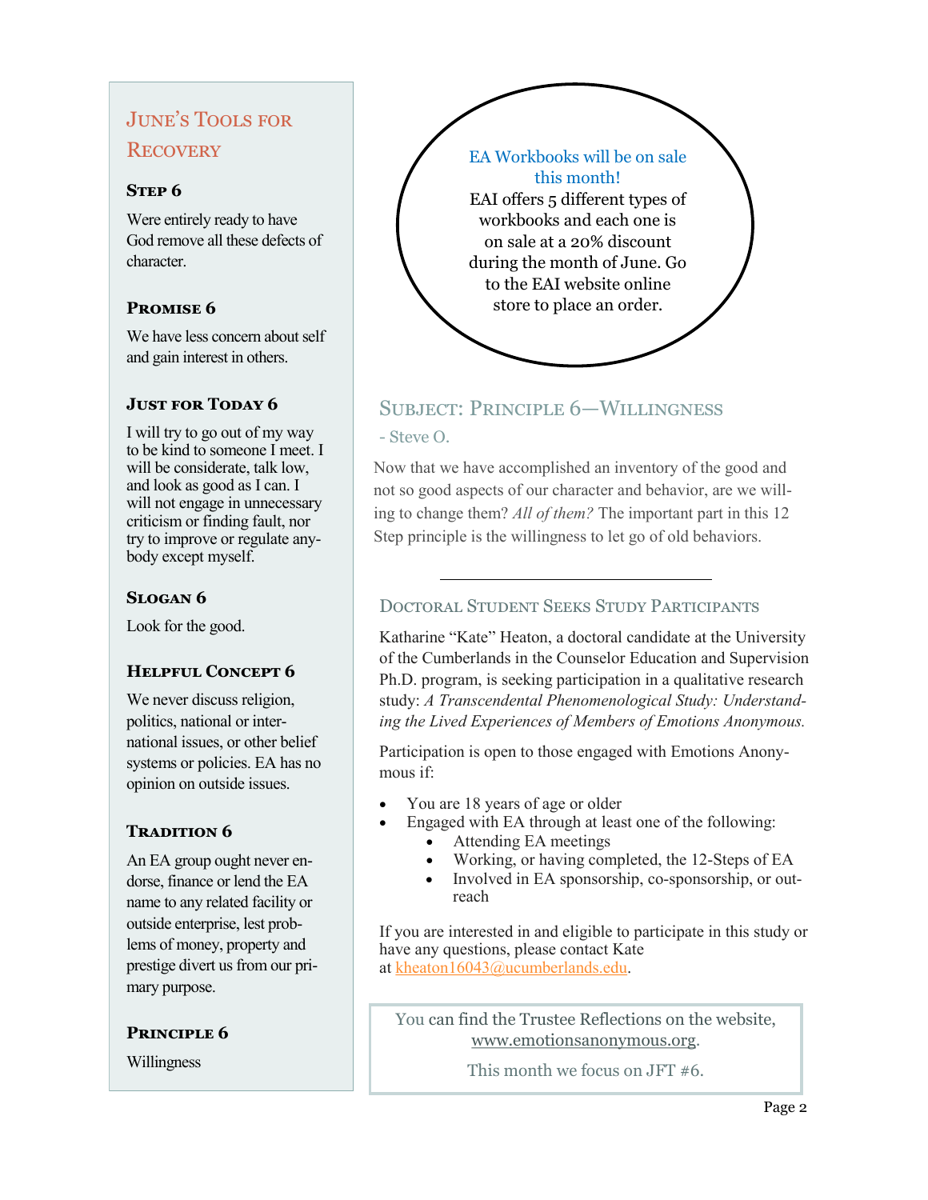## June's Tools for Recovery

### Step 6

Were entirely ready to have God remove all these defects of character.

### Promise 6

We have less concern about self and gain interest in others.

### Just for Today 6

I will try to go out of my way to be kind to someone I meet. I will be considerate, talk low, and look as good as I can. I will not engage in unnecessary criticism or finding fault, nor try to improve or regulate anybody except myself.

### Slogan 6

Look for the good.

### Helpful Concept 6

We never discuss religion, politics, national or international issues, or other belief systems or policies. EA has no opinion on outside issues.

### Tradition 6

An EA group ought never endorse, finance or lend the EA name to any related facility or outside enterprise, lest problems of money, property and prestige divert us from our primary purpose.

### Principle 6

Willingness

---

EA Workbooks will be on sale this month!

EAI offers 5 different types of workbooks and each one is on sale at a 20% discount during the month of June. Go to the EAI website online store to place an order.

## Subject: Principle 6—Willingness

- Steve O.

Now that we have accomplished an inventory of the good and not so good aspects of our character and behavior, are we willing to change them? *All of them?* The important part in this 12 Step principle is the willingness to let go of old behaviors.

---

## Doctoral Student Seeks Study Participants

Katharine "Kate" Heaton, a doctoral candidate at the University of the Cumberlands in the Counselor Education and Supervision Ph.D. program, is seeking participation in a qualitative research study: *A Transcendental Phenomenological Study: Understanding the Lived Experiences of Members of Emotions Anonymous.*

Participation is open to those engaged with Emotions Anonymous if:

- You are 18 years of age or older
- Engaged with EA through at least one of the following:
  - Attending EA meetings
  - Working, or having completed, the 12-Steps of EA
  - Involved in EA sponsorship, co-sponsorship, or outreach

If you are interested in and eligible to participate in this study or have any questions, please contact Kate at kheaton16043@ucumberlands.edu.

---

You can find the Trustee Reflections on the website, www.emotionsanonymous.org.

This month we focus on JFT #6.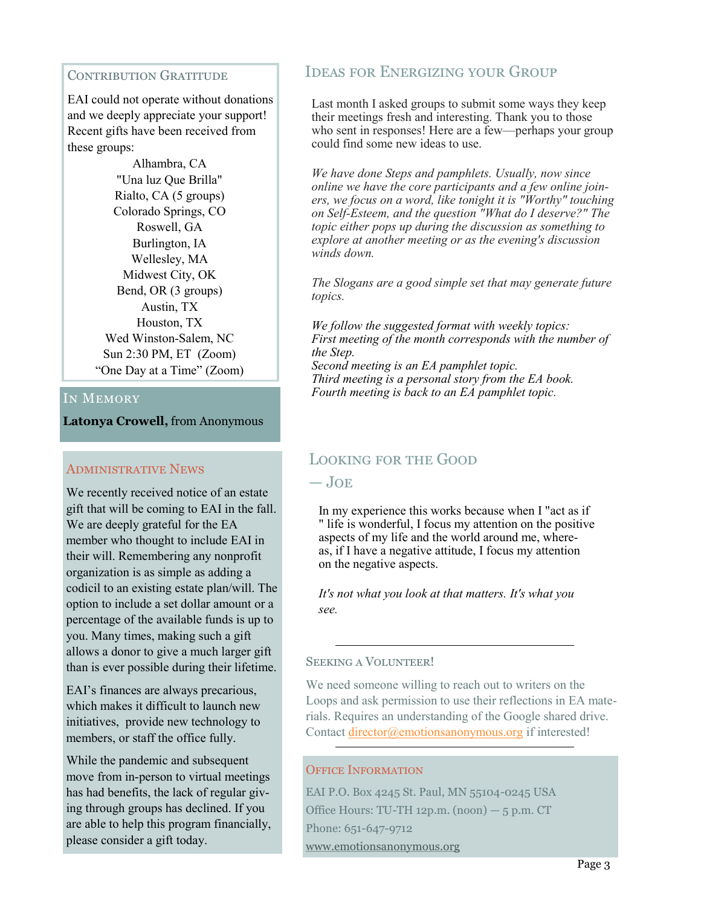## Contribution Gratitude

EAI could not operate without donations and we deeply appreciate your support! Recent gifts have been received from these groups:

Alhambra, CA
"Una luz Que Brilla"
Rialto, CA (5 groups)
Colorado Springs, CO
Roswell, GA
Burlington, IA
Wellesley, MA
Midwest City, OK
Bend, OR (3 groups)
Austin, TX
Houston, TX
Wed Winston-Salem, NC
Sun 2:30 PM, ET (Zoom)
"One Day at a Time" (Zoom)

## In Memory

**Latonya Crowell,** from Anonymous

## Administrative News

We recently received notice of an estate gift that will be coming to EAI in the fall. We are deeply grateful for the EA member who thought to include EAI in their will. Remembering any nonprofit organization is as simple as adding a codicil to an existing estate plan/will. The option to include a set dollar amount or a percentage of the available funds is up to you. Many times, making such a gift allows a donor to give a much larger gift than is ever possible during their lifetime.

EAI's finances are always precarious, which makes it difficult to launch new initiatives, provide new technology to members, or staff the office fully.

While the pandemic and subsequent move from in-person to virtual meetings has had benefits, the lack of regular giving through groups has declined. If you are able to help this program financially, please consider a gift today.

## Ideas for Energizing your Group

Last month I asked groups to submit some ways they keep their meetings fresh and interesting. Thank you to those who sent in responses! Here are a few—perhaps your group could find some new ideas to use.

*We have done Steps and pamphlets. Usually, now since online we have the core participants and a few online joiners, we focus on a word, like tonight it is "Worthy" touching on Self-Esteem, and the question "What do I deserve?" The topic either pops up during the discussion as something to explore at another meeting or as the evening's discussion winds down.*

*The Slogans are a good simple set that may generate future topics.*

*We follow the suggested format with weekly topics:*
*First meeting of the month corresponds with the number of the Step.*
*Second meeting is an EA pamphlet topic.*
*Third meeting is a personal story from the EA book.*
*Fourth meeting is back to an EA pamphlet topic.*

## Looking for the Good
### — Joe

In my experience this works because when I "act as if " life is wonderful, I focus my attention on the positive aspects of my life and the world around me, whereas, if I have a negative attitude, I focus my attention on the negative aspects.

*It's not what you look at that matters. It's what you see.*

---

### Seeking a Volunteer!

We need someone willing to reach out to writers on the Loops and ask permission to use their reflections in EA materials. Requires an understanding of the Google shared drive. Contact director@emotionsanonymous.org if interested!

---

### Office Information

EAI P.O. Box 4245 St. Paul, MN 55104-0245 USA
Office Hours: TU-TH 12p.m. (noon) — 5 p.m. CT
Phone: 651-647-9712
www.emotionsanonymous.org